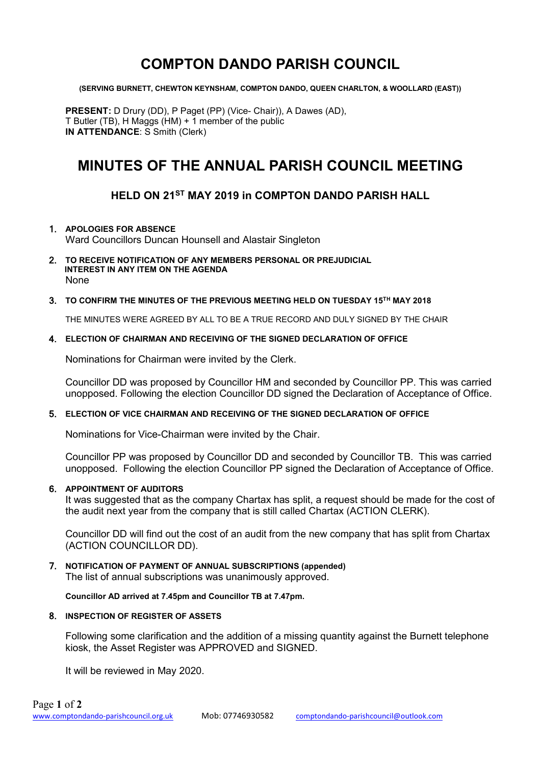# COMPTON DANDO PARISH COUNCIL

**(SERVING BURNETT, CHEWTON KEYNSHAM, COMPTON DANDO, QUEEN CHARLTON, & WOOLLARD (EAST))**

**PRESENT:** D Drury (DD), P Paget (PP) (Vice- Chair)), A Dawes (AD), T Butler (TB), H Maggs (HM) + 1 member of the public
**IN ATTENDANCE**: S Smith (Clerk)

# MINUTES OF THE ANNUAL PARISH COUNCIL MEETING

## HELD ON 21ST MAY 2019 in COMPTON DANDO PARISH HALL

1. **APOLOGIES FOR ABSENCE**
   Ward Councillors Duncan Hounsell and Alastair Singleton

2. **TO RECEIVE NOTIFICATION OF ANY MEMBERS PERSONAL OR PREJUDICIAL INTEREST IN ANY ITEM ON THE AGENDA**
   None

3. **TO CONFIRM THE MINUTES OF THE PREVIOUS MEETING HELD ON TUESDAY 15TH MAY 2018**

   THE MINUTES WERE AGREED BY ALL TO BE A TRUE RECORD AND DULY SIGNED BY THE CHAIR

4. **ELECTION OF CHAIRMAN AND RECEIVING OF THE SIGNED DECLARATION OF OFFICE**

   Nominations for Chairman were invited by the Clerk.

   Councillor DD was proposed by Councillor HM and seconded by Councillor PP. This was carried unopposed. Following the election Councillor DD signed the Declaration of Acceptance of Office.

5. **ELECTION OF VICE CHAIRMAN AND RECEIVING OF THE SIGNED DECLARATION OF OFFICE**

   Nominations for Vice-Chairman were invited by the Chair.

   Councillor PP was proposed by Councillor DD and seconded by Councillor TB. This was carried unopposed. Following the election Councillor PP signed the Declaration of Acceptance of Office.

6. **APPOINTMENT OF AUDITORS**
   It was suggested that as the company Chartax has split, a request should be made for the cost of the audit next year from the company that is still called Chartax (ACTION CLERK).

   Councillor DD will find out the cost of an audit from the new company that has split from Chartax (ACTION COUNCILLOR DD).

7. **NOTIFICATION OF PAYMENT OF ANNUAL SUBSCRIPTIONS (appended)**
   The list of annual subscriptions was unanimously approved.

   **Councillor AD arrived at 7.45pm and Councillor TB at 7.47pm.**

8. **INSPECTION OF REGISTER OF ASSETS**

   Following some clarification and the addition of a missing quantity against the Burnett telephone kiosk, the Asset Register was APPROVED and SIGNED.

   It will be reviewed in May 2020.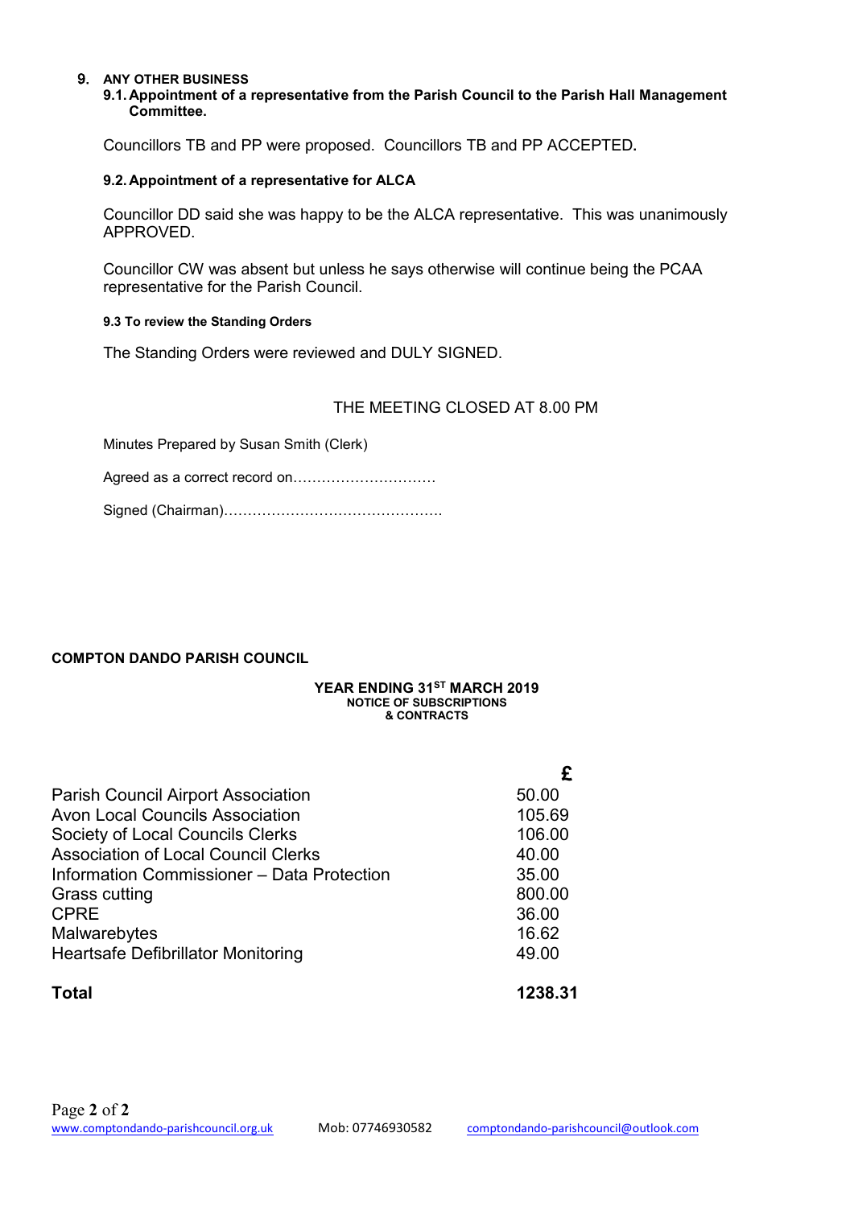## 9. ANY OTHER BUSINESS

### 9.1. Appointment of a representative from the Parish Council to the Parish Hall Management Committee.

Councillors TB and PP were proposed. Councillors TB and PP ACCEPTED.

### 9.2. Appointment of a representative for ALCA

Councillor DD said she was happy to be the ALCA representative. This was unanimously APPROVED.

Councillor CW was absent but unless he says otherwise will continue being the PCAA representative for the Parish Council.

### 9.3 To review the Standing Orders

The Standing Orders were reviewed and DULY SIGNED.

THE MEETING CLOSED AT 8.00 PM

Minutes Prepared by Susan Smith (Clerk)

Agreed as a correct record on…………………………

Signed (Chairman)……………………………………….

**COMPTON DANDO PARISH COUNCIL**

**YEAR ENDING 31ST MARCH 2019**
**NOTICE OF SUBSCRIPTIONS & CONTRACTS**

| | £ |
|---|---|
| Parish Council Airport Association | 50.00 |
| Avon Local Councils Association | 105.69 |
| Society of Local Councils Clerks | 106.00 |
| Association of Local Council Clerks | 40.00 |
| Information Commissioner – Data Protection | 35.00 |
| Grass cutting | 800.00 |
| CPRE | 36.00 |
| Malwarebytes | 16.62 |
| Heartsafe Defibrillator Monitoring | 49.00 |
| **Total** | **1238.31** |

www.comptondando-parishcouncil.org.uk Mob: 07746930582 comptondando-parishcouncil@outlook.com